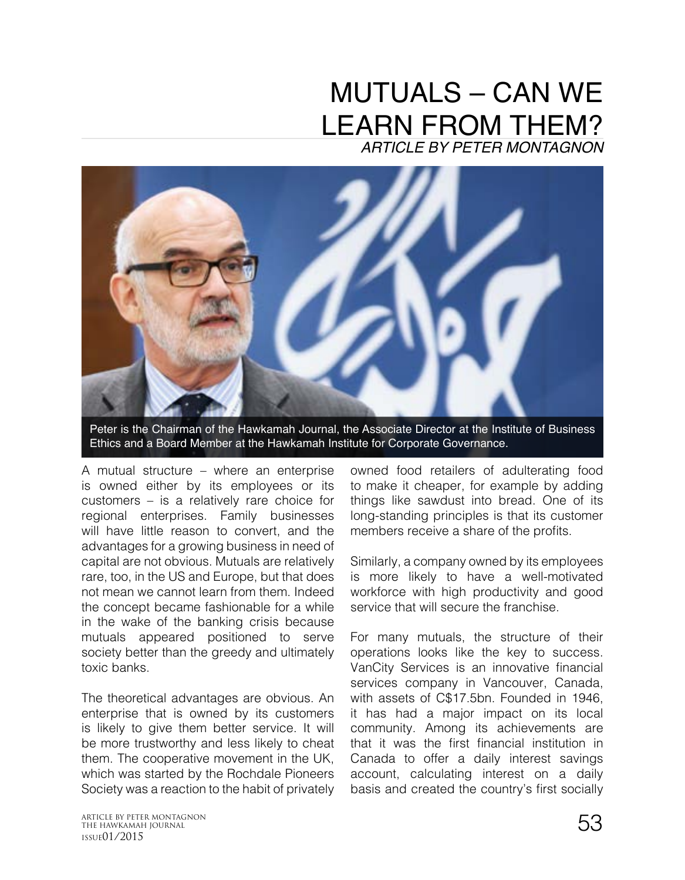# MUTUALS – CAN WE LEARN FROM THEM?

*ARTICLE BY PETER MONTAGNON*

Peter is the Chairman of the Hawkamah Journal, the Associate Director at the Institute of Business Ethics and a Board Member at the Hawkamah Institute for Corporate Governance.

A mutual structure – where an enterprise is owned either by its employees or its customers – is a relatively rare choice for regional enterprises. Family businesses will have little reason to convert, and the advantages for a growing business in need of capital are not obvious. Mutuals are relatively rare, too, in the US and Europe, but that does not mean we cannot learn from them. Indeed the concept became fashionable for a while in the wake of the banking crisis because mutuals appeared positioned to serve society better than the greedy and ultimately toxic banks.

The theoretical advantages are obvious. An enterprise that is owned by its customers is likely to give them better service. It will be more trustworthy and less likely to cheat them. The cooperative movement in the UK, which was started by the Rochdale Pioneers Society was a reaction to the habit of privately owned food retailers of adulterating food to make it cheaper, for example by adding things like sawdust into bread. One of its long-standing principles is that its customer members receive a share of the profits.

Similarly, a company owned by its employees is more likely to have a well-motivated workforce with high productivity and good service that will secure the franchise.

For many mutuals, the structure of their operations looks like the key to success. VanCity Services is an innovative financial services company in Vancouver, Canada, with assets of C$17.5bn. Founded in 1946, it has had a major impact on its local community. Among its achievements are that it was the first financial institution in Canada to offer a daily interest savings account, calculating interest on a daily basis and created the country's first socially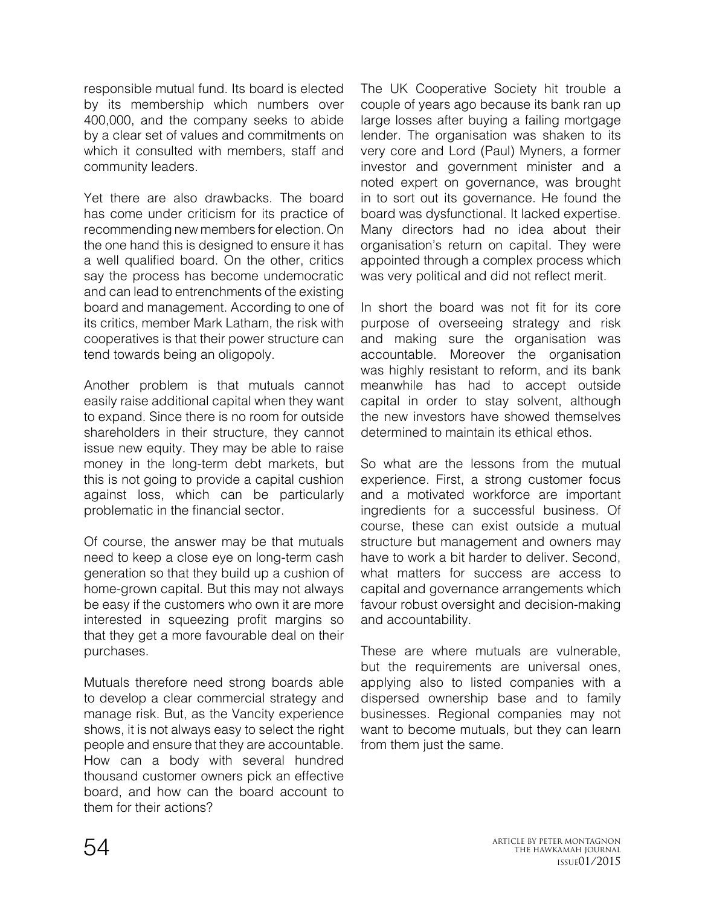responsible mutual fund. Its board is elected by its membership which numbers over 400,000, and the company seeks to abide by a clear set of values and commitments on which it consulted with members, staff and community leaders.

Yet there are also drawbacks. The board has come under criticism for its practice of recommending new members for election. On the one hand this is designed to ensure it has a well qualified board. On the other, critics say the process has become undemocratic and can lead to entrenchments of the existing board and management. According to one of its critics, member Mark Latham, the risk with cooperatives is that their power structure can tend towards being an oligopoly.

Another problem is that mutuals cannot easily raise additional capital when they want to expand. Since there is no room for outside shareholders in their structure, they cannot issue new equity. They may be able to raise money in the long-term debt markets, but this is not going to provide a capital cushion against loss, which can be particularly problematic in the financial sector.

Of course, the answer may be that mutuals need to keep a close eye on long-term cash generation so that they build up a cushion of home-grown capital. But this may not always be easy if the customers who own it are more interested in squeezing profit margins so that they get a more favourable deal on their purchases.

Mutuals therefore need strong boards able to develop a clear commercial strategy and manage risk. But, as the Vancity experience shows, it is not always easy to select the right people and ensure that they are accountable. How can a body with several hundred thousand customer owners pick an effective board, and how can the board account to them for their actions?

The UK Cooperative Society hit trouble a couple of years ago because its bank ran up large losses after buying a failing mortgage lender. The organisation was shaken to its very core and Lord (Paul) Myners, a former investor and government minister and a noted expert on governance, was brought in to sort out its governance. He found the board was dysfunctional. It lacked expertise. Many directors had no idea about their organisation's return on capital. They were appointed through a complex process which was very political and did not reflect merit.

In short the board was not fit for its core purpose of overseeing strategy and risk and making sure the organisation was accountable. Moreover the organisation was highly resistant to reform, and its bank meanwhile has had to accept outside capital in order to stay solvent, although the new investors have showed themselves determined to maintain its ethical ethos.

So what are the lessons from the mutual experience. First, a strong customer focus and a motivated workforce are important ingredients for a successful business. Of course, these can exist outside a mutual structure but management and owners may have to work a bit harder to deliver. Second, what matters for success are access to capital and governance arrangements which favour robust oversight and decision-making and accountability.

These are where mutuals are vulnerable, but the requirements are universal ones, applying also to listed companies with a dispersed ownership base and to family businesses. Regional companies may not want to become mutuals, but they can learn from them just the same.

Article by Peter Montagnon